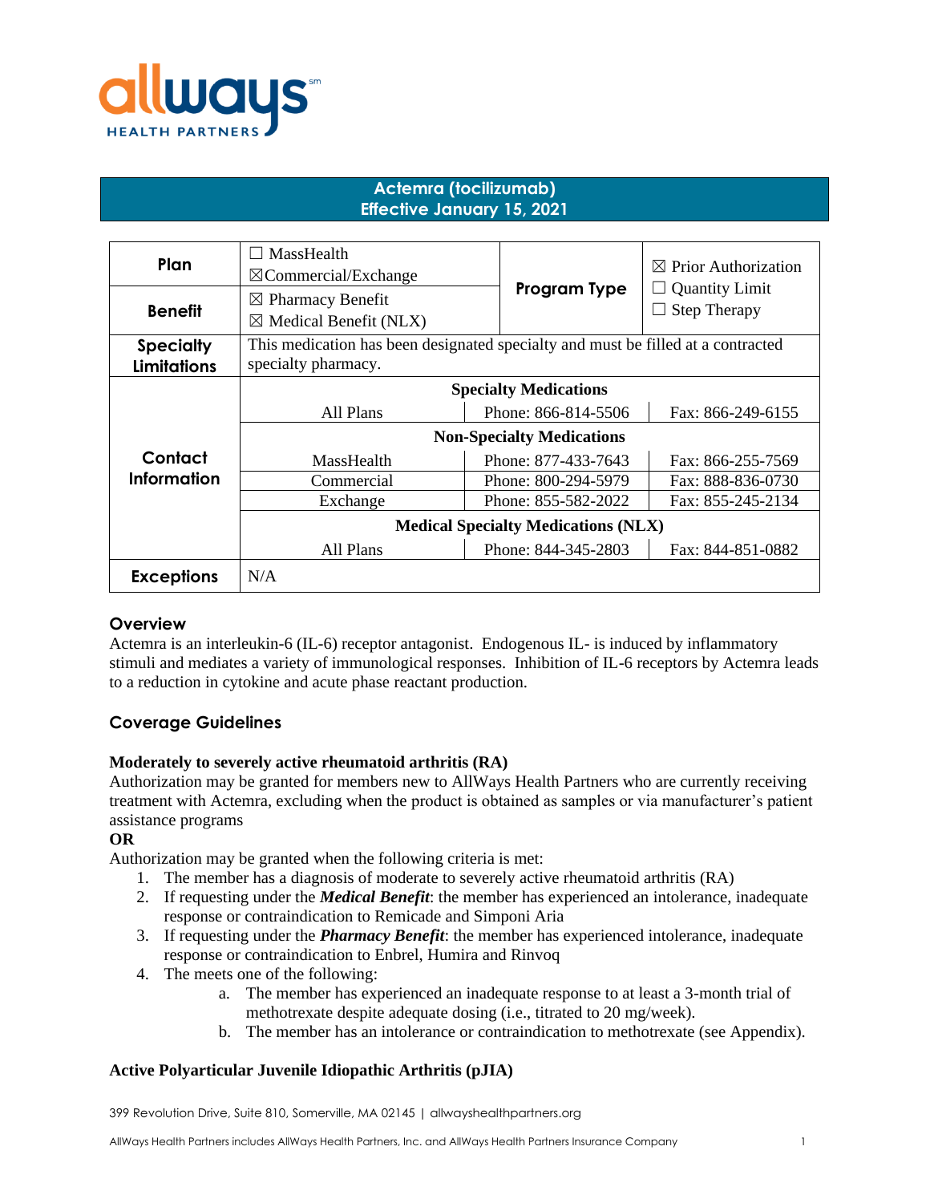allways HEALTH PARTNERS

# Actemra (tocilizumab)
## Effective January 15, 2021

| | | | |
|---|---|---|---|
| **Plan** | ☐ MassHealth<br>☒Commercial/Exchange | **Program Type** | ☒ Prior Authorization<br>☐ Quantity Limit<br>☐ Step Therapy |
| **Benefit** | ☒ Pharmacy Benefit<br>☒ Medical Benefit (NLX) | | |
| **Specialty Limitations** | This medication has been designated specialty and must be filled at a contracted specialty pharmacy. | | |
| **Contact Information** | **Specialty Medications** | | |
| | All Plans | Phone: 866-814-5506 | Fax: 866-249-6155 |
| | **Non-Specialty Medications** | | |
| | MassHealth | Phone: 877-433-7643 | Fax: 866-255-7569 |
| | Commercial | Phone: 800-294-5979 | Fax: 888-836-0730 |
| | Exchange | Phone: 855-582-2022 | Fax: 855-245-2134 |
| | **Medical Specialty Medications (NLX)** | | |
| | All Plans | Phone: 844-345-2803 | Fax: 844-851-0882 |
| **Exceptions** | N/A | | |

## Overview

Actemra is an interleukin-6 (IL-6) receptor antagonist. Endogenous IL- is induced by inflammatory stimuli and mediates a variety of immunological responses. Inhibition of IL-6 receptors by Actemra leads to a reduction in cytokine and acute phase reactant production.

## Coverage Guidelines

### Moderately to severely active rheumatoid arthritis (RA)

Authorization may be granted for members new to AllWays Health Partners who are currently receiving treatment with Actemra, excluding when the product is obtained as samples or via manufacturer's patient assistance programs

**OR**

Authorization may be granted when the following criteria is met:

1. The member has a diagnosis of moderate to severely active rheumatoid arthritis (RA)
2. If requesting under the ***Medical Benefit***: the member has experienced an intolerance, inadequate response or contraindication to Remicade and Simponi Aria
3. If requesting under the ***Pharmacy Benefit***: the member has experienced intolerance, inadequate response or contraindication to Enbrel, Humira and Rinvoq
4. The meets one of the following:
   a. The member has experienced an inadequate response to at least a 3-month trial of methotrexate despite adequate dosing (i.e., titrated to 20 mg/week).
   b. The member has an intolerance or contraindication to methotrexate (see Appendix).

### Active Polyarticular Juvenile Idiopathic Arthritis (pJIA)

399 Revolution Drive, Suite 810, Somerville, MA 02145 | allwayshealthpartners.org

AllWays Health Partners includes AllWays Health Partners, Inc. and AllWays Health Partners Insurance Company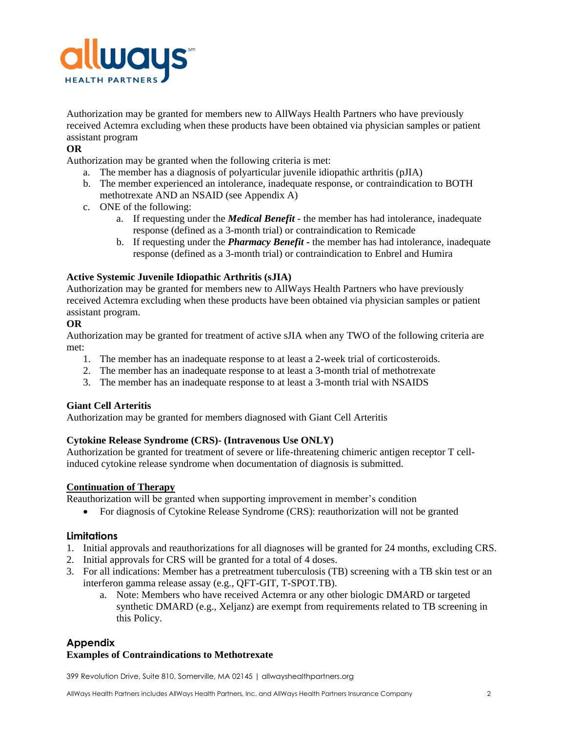Authorization may be granted for members new to AllWays Health Partners who have previously received Actemra excluding when these products have been obtained via physician samples or patient assistant program

**OR**

Authorization may be granted when the following criteria is met:

a. The member has a diagnosis of polyarticular juvenile idiopathic arthritis (pJIA)
b. The member experienced an intolerance, inadequate response, or contraindication to BOTH methotrexate AND an NSAID (see Appendix A)
c. ONE of the following:
    a. If requesting under the ***Medical Benefit*** - the member has had intolerance, inadequate response (defined as a 3-month trial) or contraindication to Remicade
    b. If requesting under the ***Pharmacy Benefit*** - the member has had intolerance, inadequate response (defined as a 3-month trial) or contraindication to Enbrel and Humira

**Active Systemic Juvenile Idiopathic Arthritis (sJIA)**

Authorization may be granted for members new to AllWays Health Partners who have previously received Actemra excluding when these products have been obtained via physician samples or patient assistant program.

**OR**

Authorization may be granted for treatment of active sJIA when any TWO of the following criteria are met:

1. The member has an inadequate response to at least a 2-week trial of corticosteroids.
2. The member has an inadequate response to at least a 3-month trial of methotrexate
3. The member has an inadequate response to at least a 3-month trial with NSAIDS

**Giant Cell Arteritis**

Authorization may be granted for members diagnosed with Giant Cell Arteritis

**Cytokine Release Syndrome (CRS)- (Intravenous Use ONLY)**

Authorization be granted for treatment of severe or life-threatening chimeric antigen receptor T cell-induced cytokine release syndrome when documentation of diagnosis is submitted.

**Continuation of Therapy**

Reauthorization will be granted when supporting improvement in member's condition

- For diagnosis of Cytokine Release Syndrome (CRS): reauthorization will not be granted

## Limitations

1. Initial approvals and reauthorizations for all diagnoses will be granted for 24 months, excluding CRS.
2. Initial approvals for CRS will be granted for a total of 4 doses.
3. For all indications: Member has a pretreatment tuberculosis (TB) screening with a TB skin test or an interferon gamma release assay (e.g., QFT-GIT, T-SPOT.TB).
    a. Note: Members who have received Actemra or any other biologic DMARD or targeted synthetic DMARD (e.g., Xeljanz) are exempt from requirements related to TB screening in this Policy.

## Appendix

**Examples of Contraindications to Methotrexate**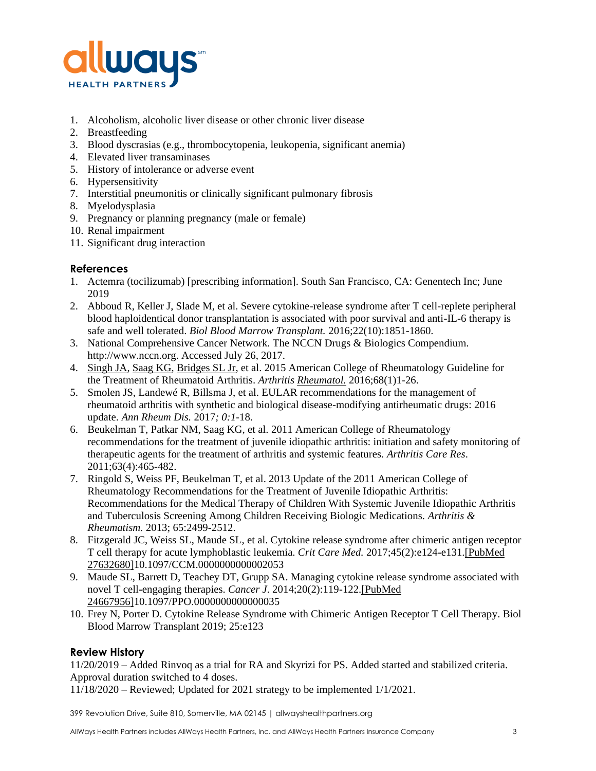1. Alcoholism, alcoholic liver disease or other chronic liver disease
2. Breastfeeding
3. Blood dyscrasias (e.g., thrombocytopenia, leukopenia, significant anemia)
4. Elevated liver transaminases
5. History of intolerance or adverse event
6. Hypersensitivity
7. Interstitial pneumonitis or clinically significant pulmonary fibrosis
8. Myelodysplasia
9. Pregnancy or planning pregnancy (male or female)
10. Renal impairment
11. Significant drug interaction

## References

1. Actemra (tocilizumab) [prescribing information]. South San Francisco, CA: Genentech Inc; June 2019
2. Abboud R, Keller J, Slade M, et al. Severe cytokine-release syndrome after T cell-replete peripheral blood haploidentical donor transplantation is associated with poor survival and anti-IL-6 therapy is safe and well tolerated. *Biol Blood Marrow Transplant.* 2016;22(10):1851-1860.
3. National Comprehensive Cancer Network. The NCCN Drugs & Biologics Compendium. http://www.nccn.org. Accessed July 26, 2017.
4. Singh JA, Saag KG, Bridges SL Jr, et al. 2015 American College of Rheumatology Guideline for the Treatment of Rheumatoid Arthritis. *Arthritis Rheumatol.* 2016;68(1)1-26.
5. Smolen JS, Landewé R, Billsma J, et al. EULAR recommendations for the management of rheumatoid arthritis with synthetic and biological disease-modifying antirheumatic drugs: 2016 update. *Ann Rheum Dis.* 2017*; 0:1*-18.
6. Beukelman T, Patkar NM, Saag KG, et al. 2011 American College of Rheumatology recommendations for the treatment of juvenile idiopathic arthritis: initiation and safety monitoring of therapeutic agents for the treatment of arthritis and systemic features. *Arthritis Care Res*. 2011;63(4):465-482.
7. Ringold S, Weiss PF, Beukelman T, et al. 2013 Update of the 2011 American College of Rheumatology Recommendations for the Treatment of Juvenile Idiopathic Arthritis: Recommendations for the Medical Therapy of Children With Systemic Juvenile Idiopathic Arthritis and Tuberculosis Screening Among Children Receiving Biologic Medications. *Arthritis & Rheumatism.* 2013; 65:2499-2512.
8. Fitzgerald JC, Weiss SL, Maude SL, et al. Cytokine release syndrome after chimeric antigen receptor T cell therapy for acute lymphoblastic leukemia. *Crit Care Med.* 2017;45(2):e124-e131.[PubMed 27632680]10.1097/CCM.0000000000002053
9. Maude SL, Barrett D, Teachey DT, Grupp SA. Managing cytokine release syndrome associated with novel T cell-engaging therapies. *Cancer J*. 2014;20(2):119-122.[PubMed 24667956]10.1097/PPO.0000000000000035
10. Frey N, Porter D. Cytokine Release Syndrome with Chimeric Antigen Receptor T Cell Therapy. Biol Blood Marrow Transplant 2019; 25:e123

## Review History

11/20/2019 – Added Rinvoq as a trial for RA and Skyrizi for PS. Added started and stabilized criteria. Approval duration switched to 4 doses.
11/18/2020 – Reviewed; Updated for 2021 strategy to be implemented 1/1/2021.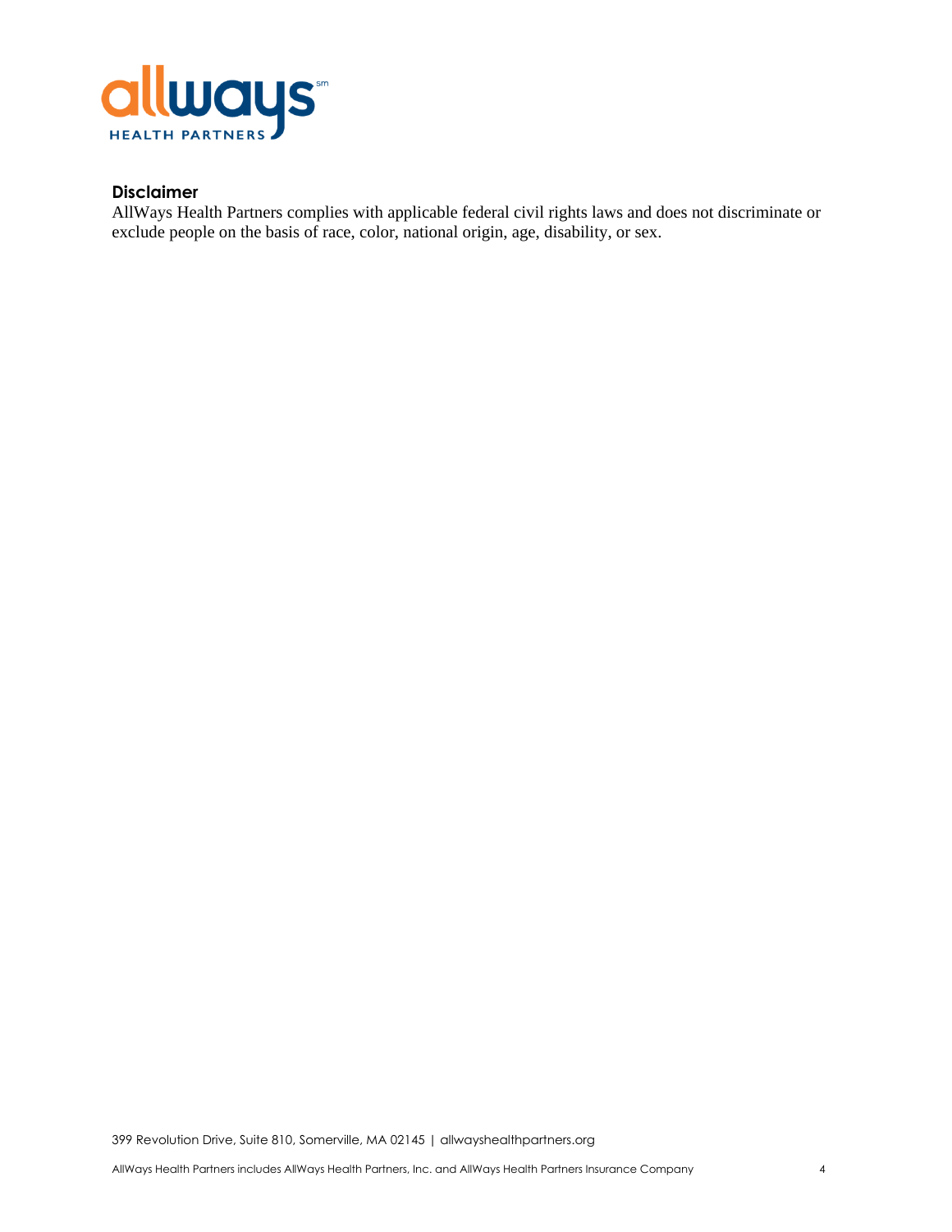**Disclaimer**

AllWays Health Partners complies with applicable federal civil rights laws and does not discriminate or exclude people on the basis of race, color, national origin, age, disability, or sex.

399 Revolution Drive, Suite 810, Somerville, MA 02145 | allwayshealthpartners.org

AllWays Health Partners includes AllWays Health Partners, Inc. and AllWays Health Partners Insurance Company